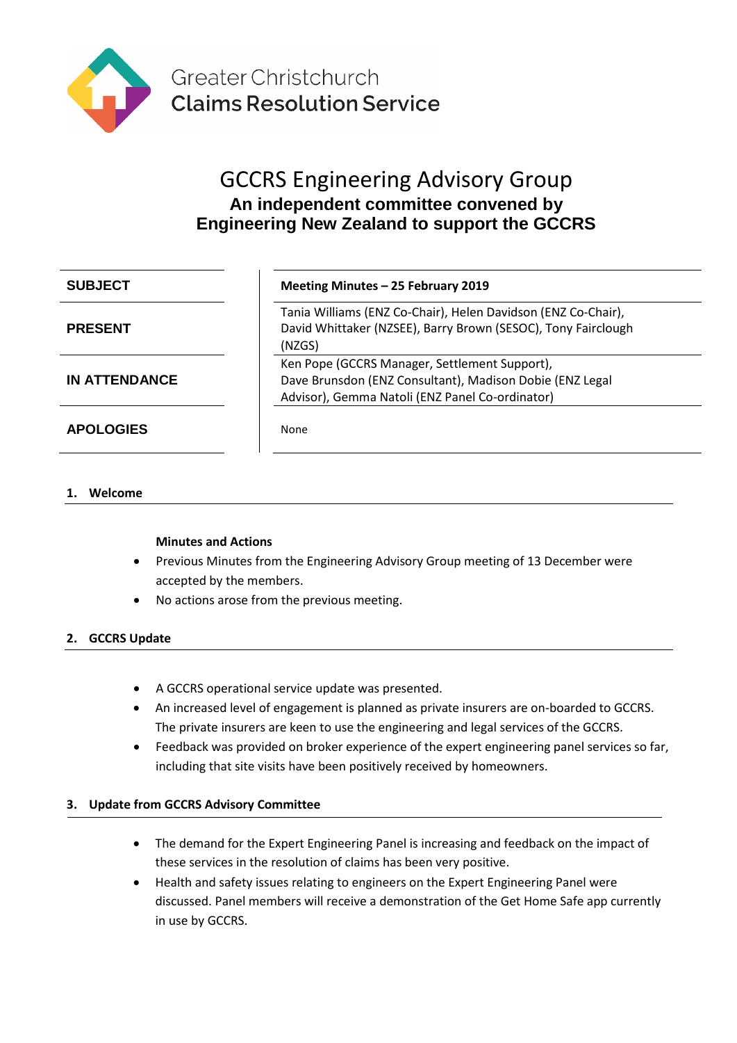Greater Christchurch
**Claims Resolution Service**

# GCCRS Engineering Advisory Group

## An independent committee convened by Engineering New Zealand to support the GCCRS

| | |
|---|---|
| **SUBJECT** | **Meeting Minutes – 25 February 2019** |
| **PRESENT** | Tania Williams (ENZ Co-Chair), Helen Davidson (ENZ Co-Chair), David Whittaker (NZSEE), Barry Brown (SESOC), Tony Fairclough (NZGS) |
| **IN ATTENDANCE** | Ken Pope (GCCRS Manager, Settlement Support), Dave Brunsdon (ENZ Consultant), Madison Dobie (ENZ Legal Advisor), Gemma Natoli (ENZ Panel Co-ordinator) |
| **APOLOGIES** | None |

### 1. Welcome

**Minutes and Actions**

- Previous Minutes from the Engineering Advisory Group meeting of 13 December were accepted by the members.
- No actions arose from the previous meeting.

### 2. GCCRS Update

- A GCCRS operational service update was presented.
- An increased level of engagement is planned as private insurers are on-boarded to GCCRS. The private insurers are keen to use the engineering and legal services of the GCCRS.
- Feedback was provided on broker experience of the expert engineering panel services so far, including that site visits have been positively received by homeowners.

### 3. Update from GCCRS Advisory Committee

- The demand for the Expert Engineering Panel is increasing and feedback on the impact of these services in the resolution of claims has been very positive.
- Health and safety issues relating to engineers on the Expert Engineering Panel were discussed. Panel members will receive a demonstration of the Get Home Safe app currently in use by GCCRS.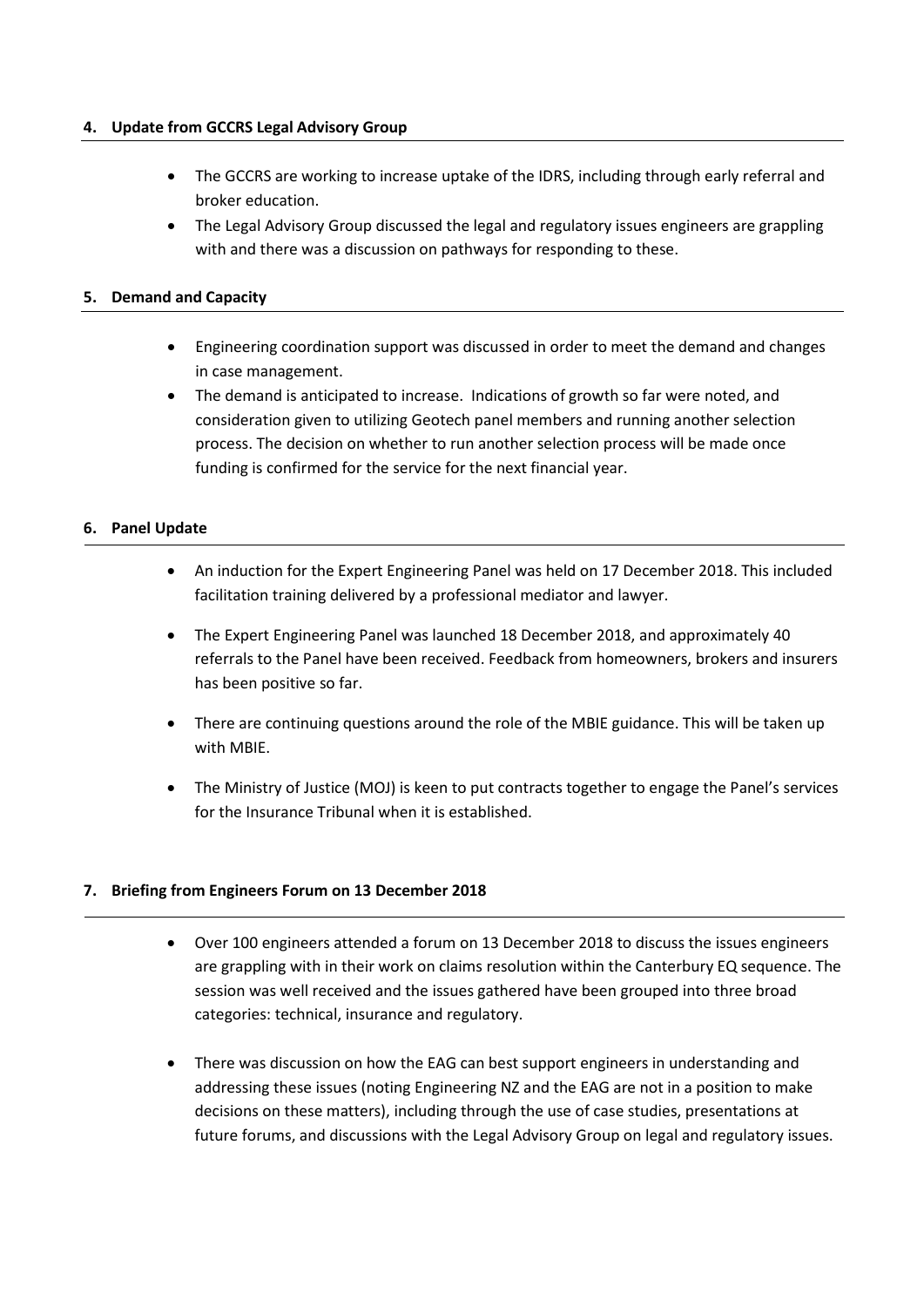## 4. Update from GCCRS Legal Advisory Group

- The GCCRS are working to increase uptake of the IDRS, including through early referral and broker education.
- The Legal Advisory Group discussed the legal and regulatory issues engineers are grappling with and there was a discussion on pathways for responding to these.

## 5. Demand and Capacity

- Engineering coordination support was discussed in order to meet the demand and changes in case management.
- The demand is anticipated to increase. Indications of growth so far were noted, and consideration given to utilizing Geotech panel members and running another selection process. The decision on whether to run another selection process will be made once funding is confirmed for the service for the next financial year.

## 6. Panel Update

- An induction for the Expert Engineering Panel was held on 17 December 2018. This included facilitation training delivered by a professional mediator and lawyer.
- The Expert Engineering Panel was launched 18 December 2018, and approximately 40 referrals to the Panel have been received. Feedback from homeowners, brokers and insurers has been positive so far.
- There are continuing questions around the role of the MBIE guidance. This will be taken up with MBIE.
- The Ministry of Justice (MOJ) is keen to put contracts together to engage the Panel's services for the Insurance Tribunal when it is established.

## 7. Briefing from Engineers Forum on 13 December 2018

- Over 100 engineers attended a forum on 13 December 2018 to discuss the issues engineers are grappling with in their work on claims resolution within the Canterbury EQ sequence. The session was well received and the issues gathered have been grouped into three broad categories: technical, insurance and regulatory.
- There was discussion on how the EAG can best support engineers in understanding and addressing these issues (noting Engineering NZ and the EAG are not in a position to make decisions on these matters), including through the use of case studies, presentations at future forums, and discussions with the Legal Advisory Group on legal and regulatory issues.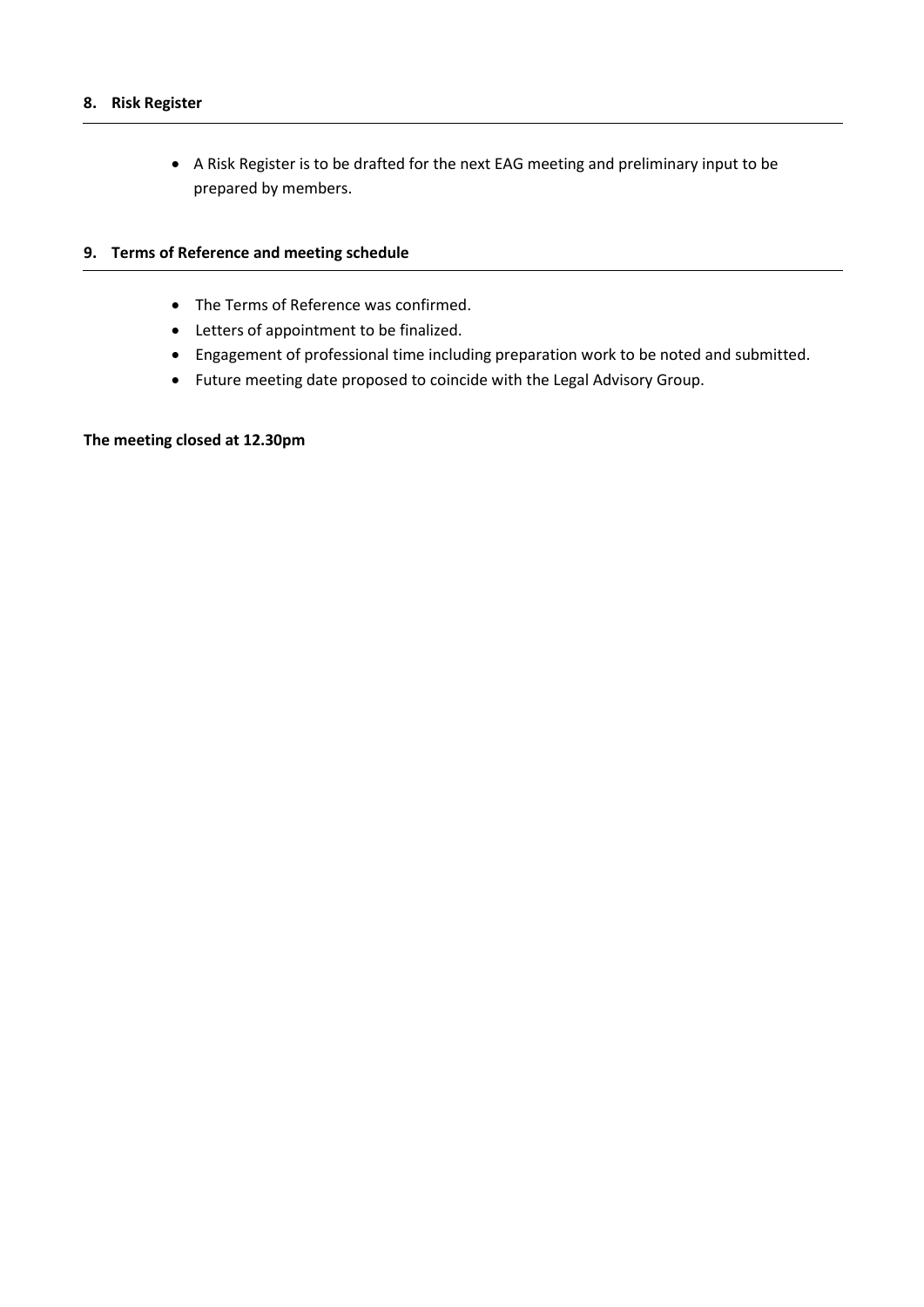## 8. Risk Register

- A Risk Register is to be drafted for the next EAG meeting and preliminary input to be prepared by members.

## 9. Terms of Reference and meeting schedule

- The Terms of Reference was confirmed.
- Letters of appointment to be finalized.
- Engagement of professional time including preparation work to be noted and submitted.
- Future meeting date proposed to coincide with the Legal Advisory Group.

**The meeting closed at 12.30pm**